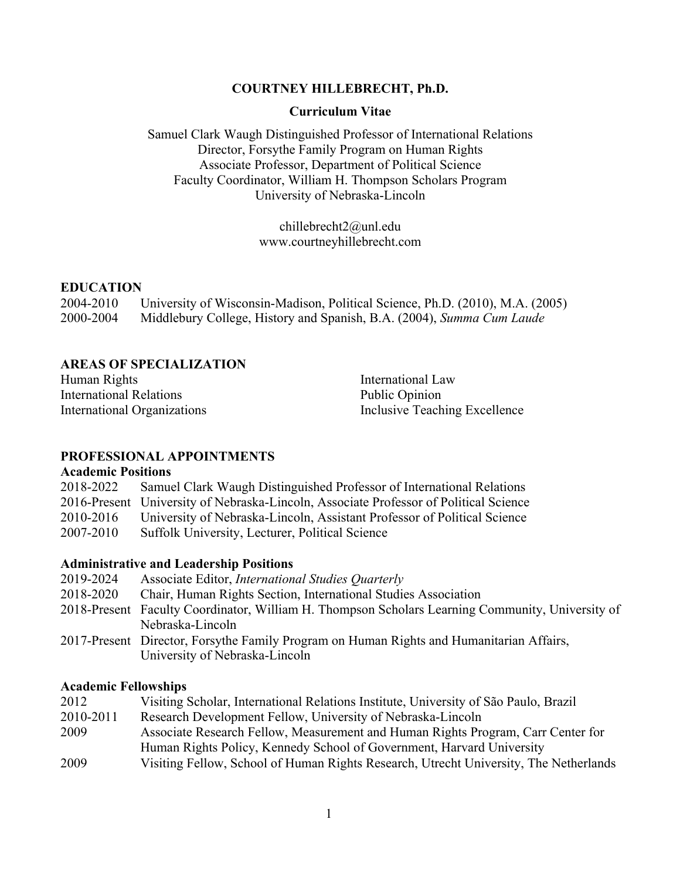# COURTNEY HILLEBRECHT, Ph.D.

**Curriculum Vitae**

Samuel Clark Waugh Distinguished Professor of International Relations
Director, Forsythe Family Program on Human Rights
Associate Professor, Department of Political Science
Faculty Coordinator, William H. Thompson Scholars Program
University of Nebraska-Lincoln

chillebrecht2@unl.edu
www.courtneyhillebrecht.com

## EDUCATION

2004-2010 University of Wisconsin-Madison, Political Science, Ph.D. (2010), M.A. (2005)
2000-2004 Middlebury College, History and Spanish, B.A. (2004), *Summa Cum Laude*

## AREAS OF SPECIALIZATION

Human Rights
International Relations
International Organizations
International Law
Public Opinion
Inclusive Teaching Excellence

## PROFESSIONAL APPOINTMENTS

### Academic Positions

2018-2022 Samuel Clark Waugh Distinguished Professor of International Relations
2016-Present University of Nebraska-Lincoln, Associate Professor of Political Science
2010-2016 University of Nebraska-Lincoln, Assistant Professor of Political Science
2007-2010 Suffolk University, Lecturer, Political Science

### Administrative and Leadership Positions

2019-2024 Associate Editor, *International Studies Quarterly*
2018-2020 Chair, Human Rights Section, International Studies Association
2018-Present Faculty Coordinator, William H. Thompson Scholars Learning Community, University of Nebraska-Lincoln
2017-Present Director, Forsythe Family Program on Human Rights and Humanitarian Affairs, University of Nebraska-Lincoln

### Academic Fellowships

2012 Visiting Scholar, International Relations Institute, University of São Paulo, Brazil
2010-2011 Research Development Fellow, University of Nebraska-Lincoln
2009 Associate Research Fellow, Measurement and Human Rights Program, Carr Center for Human Rights Policy, Kennedy School of Government, Harvard University
2009 Visiting Fellow, School of Human Rights Research, Utrecht University, The Netherlands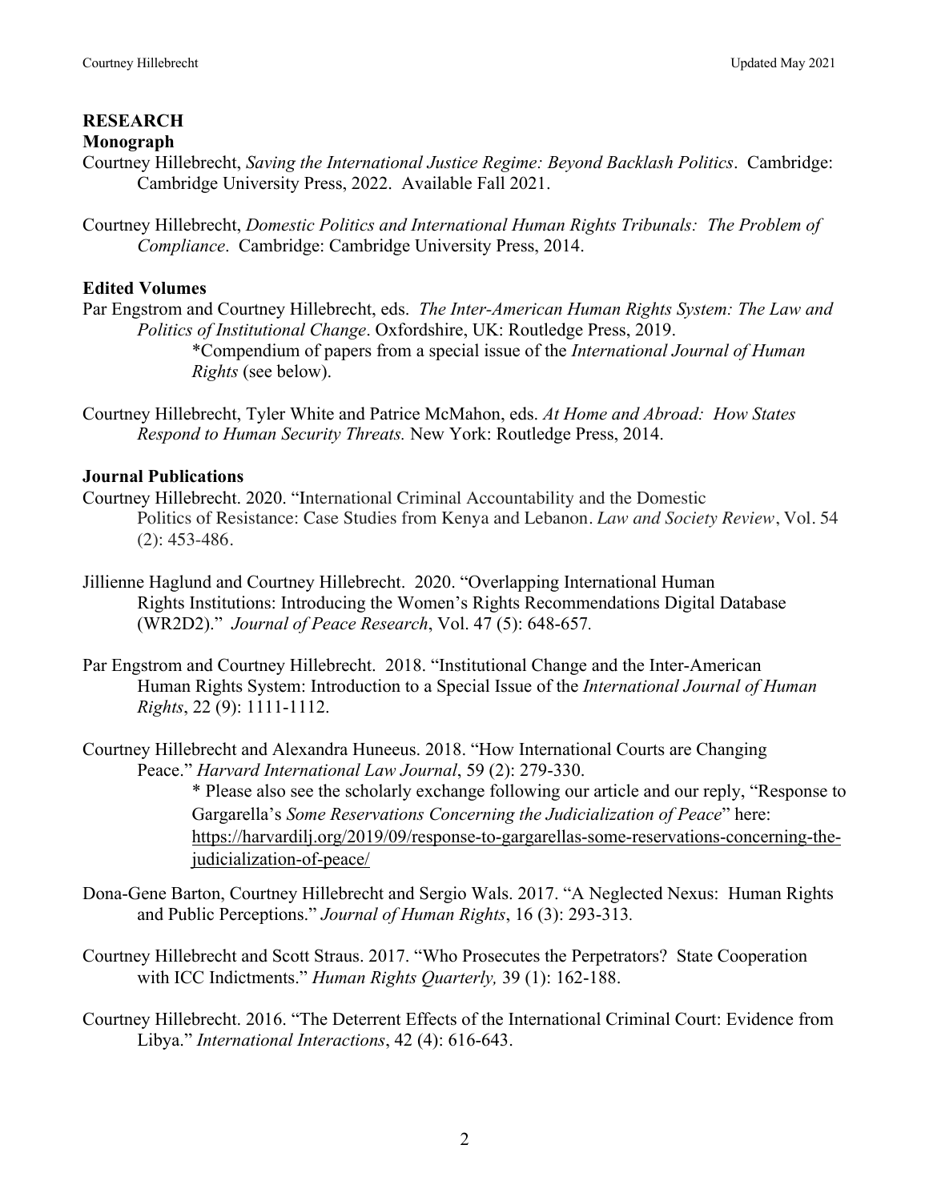## RESEARCH

### Monograph

Courtney Hillebrecht, *Saving the International Justice Regime: Beyond Backlash Politics*. Cambridge: Cambridge University Press, 2022. Available Fall 2021.

Courtney Hillebrecht, *Domestic Politics and International Human Rights Tribunals: The Problem of Compliance*. Cambridge: Cambridge University Press, 2014.

### Edited Volumes

Par Engstrom and Courtney Hillebrecht, eds. *The Inter-American Human Rights System: The Law and Politics of Institutional Change*. Oxfordshire, UK: Routledge Press, 2019.
*Compendium of papers from a special issue of the *International Journal of Human Rights* (see below).

Courtney Hillebrecht, Tyler White and Patrice McMahon, eds. *At Home and Abroad: How States Respond to Human Security Threats.* New York: Routledge Press, 2014.

### Journal Publications

Courtney Hillebrecht. 2020. "International Criminal Accountability and the Domestic Politics of Resistance: Case Studies from Kenya and Lebanon. *Law and Society Review*, Vol. 54 (2): 453-486.

Jillienne Haglund and Courtney Hillebrecht. 2020. "Overlapping International Human Rights Institutions: Introducing the Women's Rights Recommendations Digital Database (WR2D2)." *Journal of Peace Research*, Vol. 47 (5): 648-657.

Par Engstrom and Courtney Hillebrecht. 2018. "Institutional Change and the Inter-American Human Rights System: Introduction to a Special Issue of the *International Journal of Human Rights*, 22 (9): 1111-1112.

Courtney Hillebrecht and Alexandra Huneeus. 2018. "How International Courts are Changing Peace." *Harvard International Law Journal*, 59 (2): 279-330.
* Please also see the scholarly exchange following our article and our reply, "Response to Gargarella's *Some Reservations Concerning the Judicialization of Peace*" here: https://harvardilj.org/2019/09/response-to-gargarellas-some-reservations-concerning-the-judicialization-of-peace/

Dona-Gene Barton, Courtney Hillebrecht and Sergio Wals. 2017. "A Neglected Nexus: Human Rights and Public Perceptions." *Journal of Human Rights*, 16 (3): 293-313.

Courtney Hillebrecht and Scott Straus. 2017. "Who Prosecutes the Perpetrators? State Cooperation with ICC Indictments." *Human Rights Quarterly,* 39 (1): 162-188.

Courtney Hillebrecht. 2016. "The Deterrent Effects of the International Criminal Court: Evidence from Libya." *International Interactions*, 42 (4): 616-643.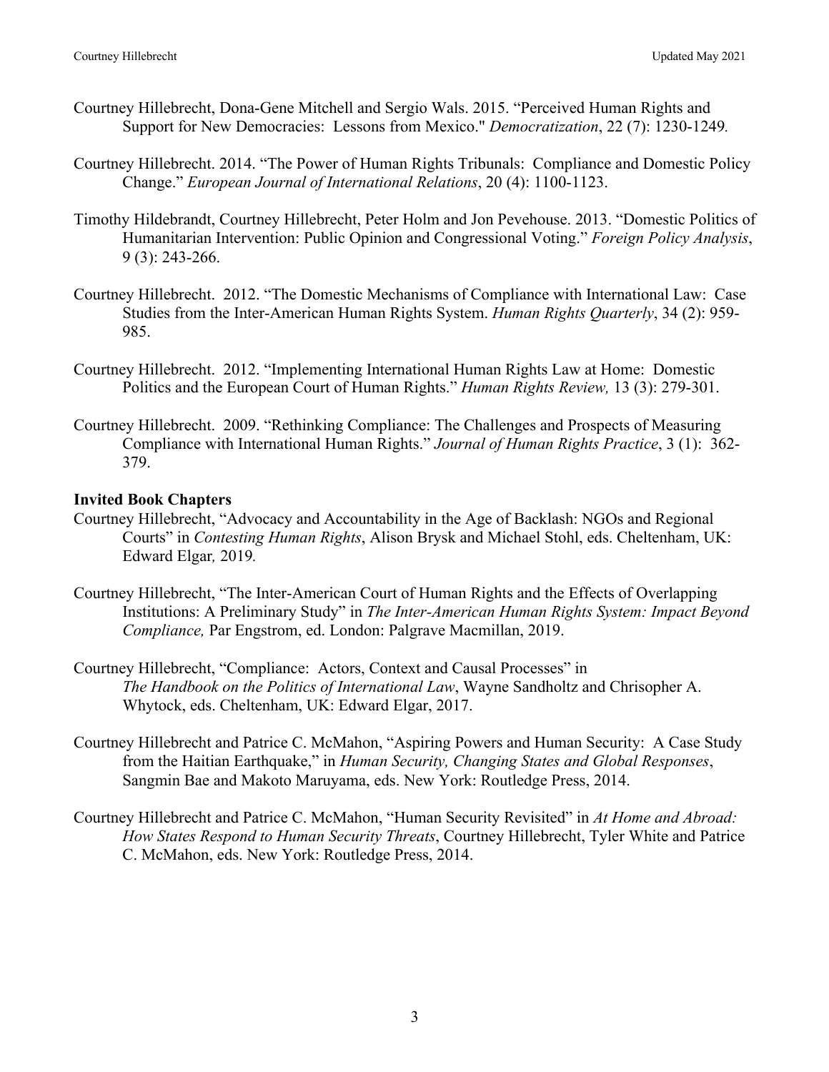Courtney Hillebrecht, Dona-Gene Mitchell and Sergio Wals. 2015. "Perceived Human Rights and Support for New Democracies: Lessons from Mexico." *Democratization*, 22 (7): 1230-1249.

Courtney Hillebrecht. 2014. "The Power of Human Rights Tribunals: Compliance and Domestic Policy Change." *European Journal of International Relations*, 20 (4): 1100-1123.

Timothy Hildebrandt, Courtney Hillebrecht, Peter Holm and Jon Pevehouse. 2013. "Domestic Politics of Humanitarian Intervention: Public Opinion and Congressional Voting." *Foreign Policy Analysis*, 9 (3): 243-266.

Courtney Hillebrecht. 2012. "The Domestic Mechanisms of Compliance with International Law: Case Studies from the Inter-American Human Rights System. *Human Rights Quarterly*, 34 (2): 959-985.

Courtney Hillebrecht. 2012. "Implementing International Human Rights Law at Home: Domestic Politics and the European Court of Human Rights." *Human Rights Review,* 13 (3): 279-301.

Courtney Hillebrecht. 2009. "Rethinking Compliance: The Challenges and Prospects of Measuring Compliance with International Human Rights." *Journal of Human Rights Practice*, 3 (1): 362-379.

**Invited Book Chapters**

Courtney Hillebrecht, "Advocacy and Accountability in the Age of Backlash: NGOs and Regional Courts" in *Contesting Human Rights*, Alison Brysk and Michael Stohl, eds. Cheltenham, UK: Edward Elgar*, 2019.*

Courtney Hillebrecht, "The Inter-American Court of Human Rights and the Effects of Overlapping Institutions: A Preliminary Study" in *The Inter-American Human Rights System: Impact Beyond Compliance,* Par Engstrom, ed. London: Palgrave Macmillan, 2019.

Courtney Hillebrecht, "Compliance: Actors, Context and Causal Processes" in *The Handbook on the Politics of International Law*, Wayne Sandholtz and Chrisopher A. Whytock, eds. Cheltenham, UK: Edward Elgar, 2017.

Courtney Hillebrecht and Patrice C. McMahon, "Aspiring Powers and Human Security: A Case Study from the Haitian Earthquake," in *Human Security, Changing States and Global Responses*, Sangmin Bae and Makoto Maruyama, eds. New York: Routledge Press, 2014.

Courtney Hillebrecht and Patrice C. McMahon, "Human Security Revisited" in *At Home and Abroad: How States Respond to Human Security Threats*, Courtney Hillebrecht, Tyler White and Patrice C. McMahon, eds. New York: Routledge Press, 2014.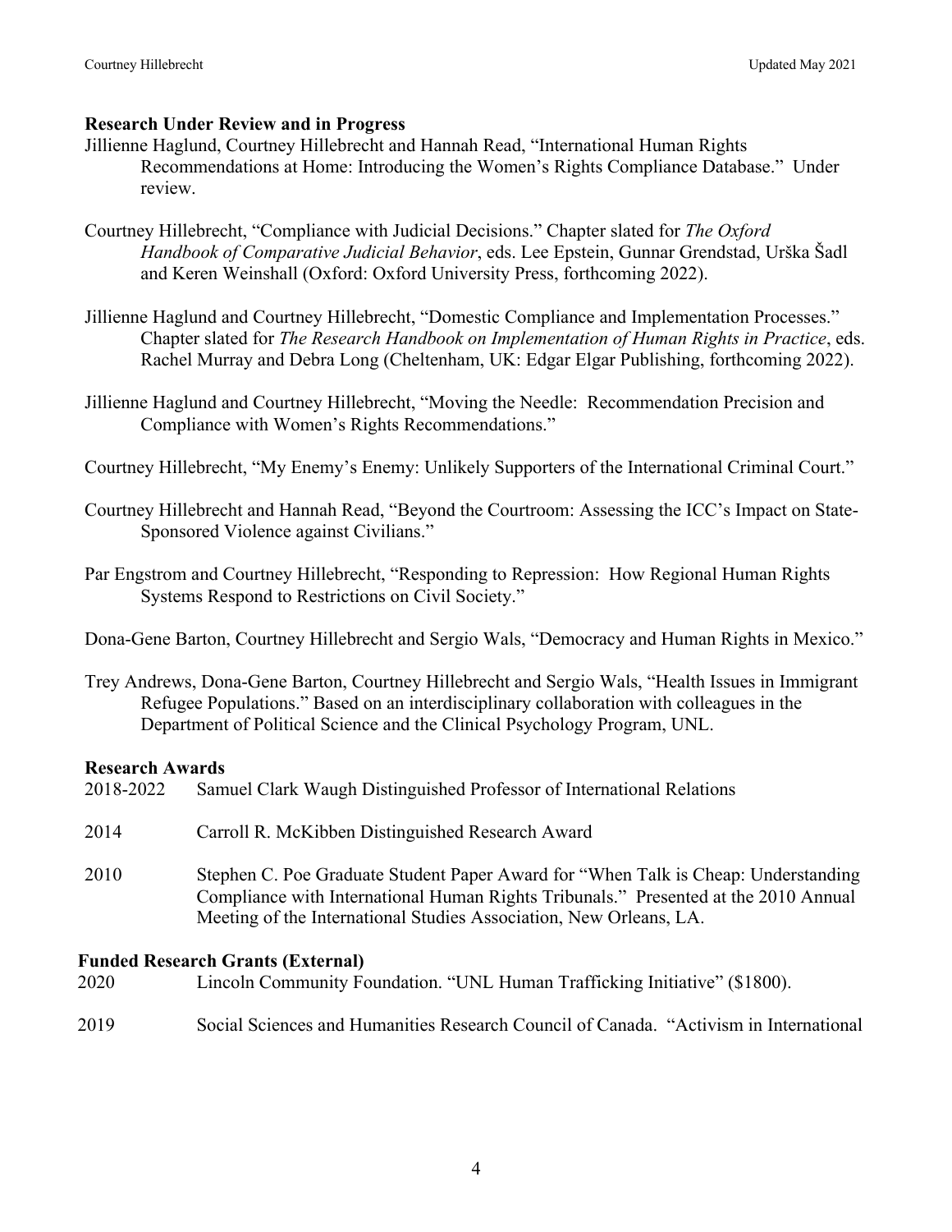### Research Under Review and in Progress

Jillienne Haglund, Courtney Hillebrecht and Hannah Read, "International Human Rights Recommendations at Home: Introducing the Women's Rights Compliance Database." Under review.

Courtney Hillebrecht, "Compliance with Judicial Decisions." Chapter slated for *The Oxford Handbook of Comparative Judicial Behavior*, eds. Lee Epstein, Gunnar Grendstad, Urška Šadl and Keren Weinshall (Oxford: Oxford University Press, forthcoming 2022).

Jillienne Haglund and Courtney Hillebrecht, "Domestic Compliance and Implementation Processes." Chapter slated for *The Research Handbook on Implementation of Human Rights in Practice*, eds. Rachel Murray and Debra Long (Cheltenham, UK: Edgar Elgar Publishing, forthcoming 2022).

Jillienne Haglund and Courtney Hillebrecht, "Moving the Needle: Recommendation Precision and Compliance with Women's Rights Recommendations."

Courtney Hillebrecht, "My Enemy's Enemy: Unlikely Supporters of the International Criminal Court."

Courtney Hillebrecht and Hannah Read, "Beyond the Courtroom: Assessing the ICC's Impact on State-Sponsored Violence against Civilians."

Par Engstrom and Courtney Hillebrecht, "Responding to Repression: How Regional Human Rights Systems Respond to Restrictions on Civil Society."

Dona-Gene Barton, Courtney Hillebrecht and Sergio Wals, "Democracy and Human Rights in Mexico."

Trey Andrews, Dona-Gene Barton, Courtney Hillebrecht and Sergio Wals, "Health Issues in Immigrant Refugee Populations." Based on an interdisciplinary collaboration with colleagues in the Department of Political Science and the Clinical Psychology Program, UNL.

### Research Awards

2018-2022 Samuel Clark Waugh Distinguished Professor of International Relations

2014 Carroll R. McKibben Distinguished Research Award

2010 Stephen C. Poe Graduate Student Paper Award for "When Talk is Cheap: Understanding Compliance with International Human Rights Tribunals." Presented at the 2010 Annual Meeting of the International Studies Association, New Orleans, LA.

### Funded Research Grants (External)

2020 Lincoln Community Foundation. "UNL Human Trafficking Initiative" ($1800).

2019 Social Sciences and Humanities Research Council of Canada. "Activism in International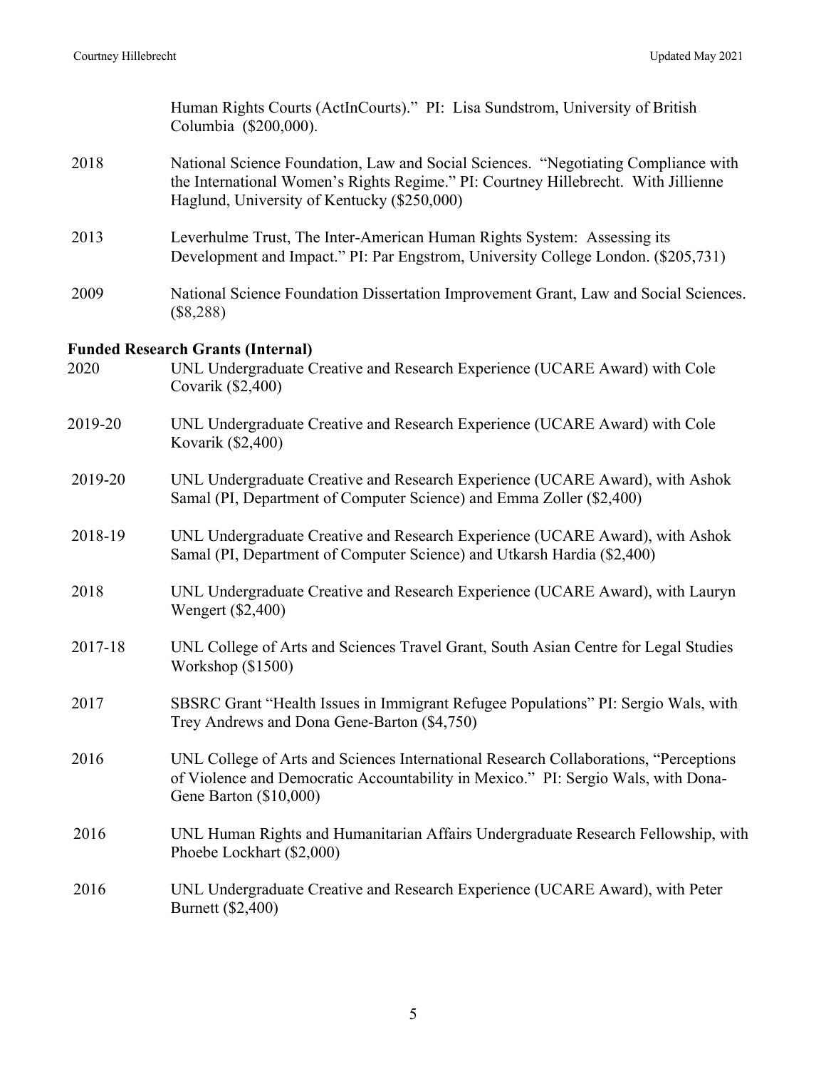Human Rights Courts (ActInCourts)." PI: Lisa Sundstrom, University of British Columbia ($200,000).

2018 National Science Foundation, Law and Social Sciences. "Negotiating Compliance with the International Women's Rights Regime." PI: Courtney Hillebrecht. With Jillienne Haglund, University of Kentucky ($250,000)

2013 Leverhulme Trust, The Inter-American Human Rights System: Assessing its Development and Impact." PI: Par Engstrom, University College London. ($205,731)

2009 National Science Foundation Dissertation Improvement Grant, Law and Social Sciences. ($8,288)

**Funded Research Grants (Internal)**

2020 UNL Undergraduate Creative and Research Experience (UCARE Award) with Cole Covarik ($2,400)

2019-20 UNL Undergraduate Creative and Research Experience (UCARE Award) with Cole Kovarik ($2,400)

2019-20 UNL Undergraduate Creative and Research Experience (UCARE Award), with Ashok Samal (PI, Department of Computer Science) and Emma Zoller ($2,400)

2018-19 UNL Undergraduate Creative and Research Experience (UCARE Award), with Ashok Samal (PI, Department of Computer Science) and Utkarsh Hardia ($2,400)

2018 UNL Undergraduate Creative and Research Experience (UCARE Award), with Lauryn Wengert ($2,400)

2017-18 UNL College of Arts and Sciences Travel Grant, South Asian Centre for Legal Studies Workshop ($1500)

2017 SBSRC Grant "Health Issues in Immigrant Refugee Populations" PI: Sergio Wals, with Trey Andrews and Dona Gene-Barton ($4,750)

2016 UNL College of Arts and Sciences International Research Collaborations, "Perceptions of Violence and Democratic Accountability in Mexico." PI: Sergio Wals, with Dona-Gene Barton ($10,000)

2016 UNL Human Rights and Humanitarian Affairs Undergraduate Research Fellowship, with Phoebe Lockhart ($2,000)

2016 UNL Undergraduate Creative and Research Experience (UCARE Award), with Peter Burnett ($2,400)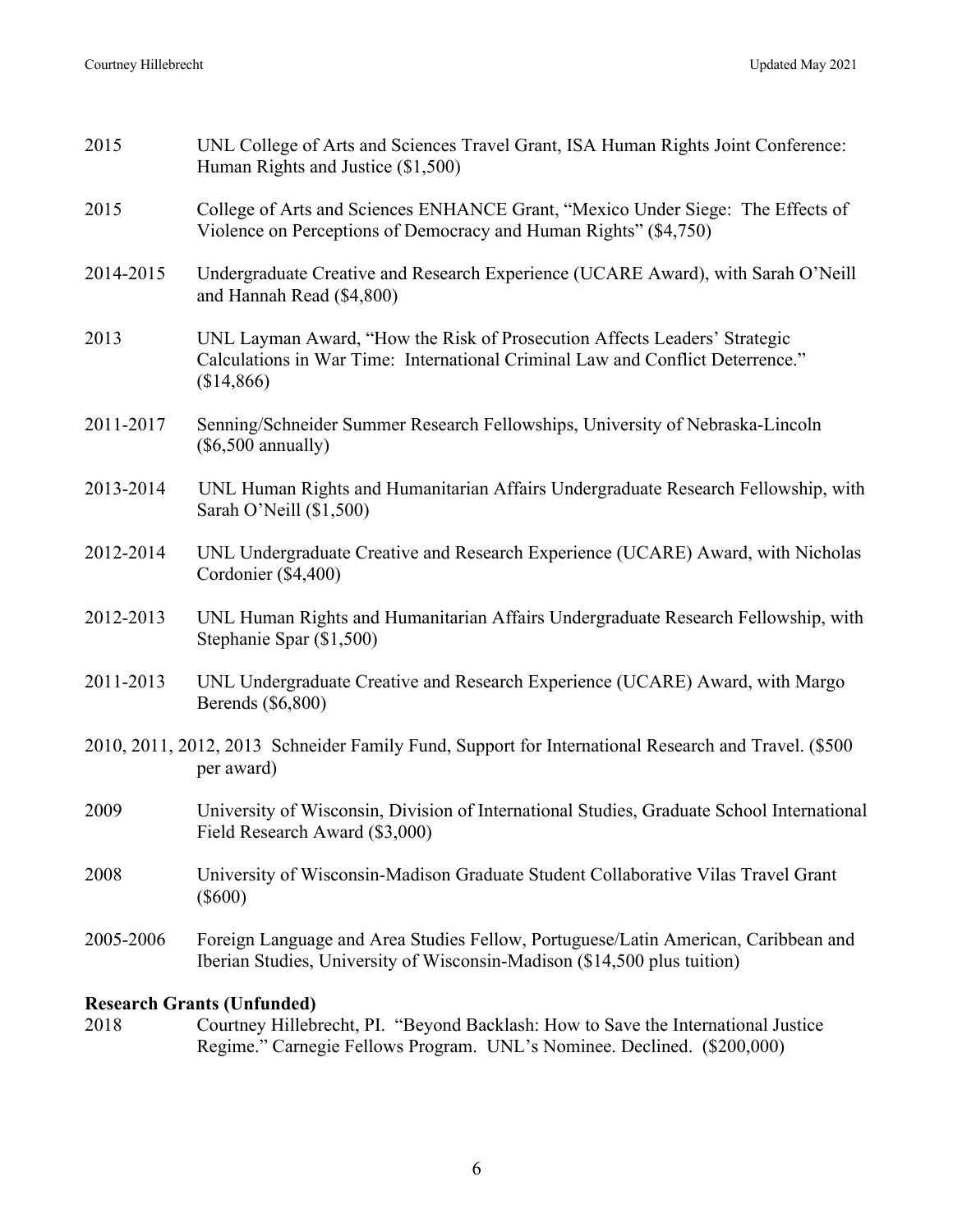2015 UNL College of Arts and Sciences Travel Grant, ISA Human Rights Joint Conference: Human Rights and Justice ($1,500)

2015 College of Arts and Sciences ENHANCE Grant, "Mexico Under Siege: The Effects of Violence on Perceptions of Democracy and Human Rights" ($4,750)

2014-2015 Undergraduate Creative and Research Experience (UCARE Award), with Sarah O'Neill and Hannah Read ($4,800)

2013 UNL Layman Award, "How the Risk of Prosecution Affects Leaders' Strategic Calculations in War Time: International Criminal Law and Conflict Deterrence." ($14,866)

2011-2017 Senning/Schneider Summer Research Fellowships, University of Nebraska-Lincoln ($6,500 annually)

2013-2014 UNL Human Rights and Humanitarian Affairs Undergraduate Research Fellowship, with Sarah O'Neill ($1,500)

2012-2014 UNL Undergraduate Creative and Research Experience (UCARE) Award, with Nicholas Cordonier ($4,400)

2012-2013 UNL Human Rights and Humanitarian Affairs Undergraduate Research Fellowship, with Stephanie Spar ($1,500)

2011-2013 UNL Undergraduate Creative and Research Experience (UCARE) Award, with Margo Berends ($6,800)

2010, 2011, 2012, 2013 Schneider Family Fund, Support for International Research and Travel. ($500 per award)

2009 University of Wisconsin, Division of International Studies, Graduate School International Field Research Award ($3,000)

2008 University of Wisconsin-Madison Graduate Student Collaborative Vilas Travel Grant ($600)

2005-2006 Foreign Language and Area Studies Fellow, Portuguese/Latin American, Caribbean and Iberian Studies, University of Wisconsin-Madison ($14,500 plus tuition)

**Research Grants (Unfunded)**

2018 Courtney Hillebrecht, PI. "Beyond Backlash: How to Save the International Justice Regime." Carnegie Fellows Program. UNL's Nominee. Declined. ($200,000)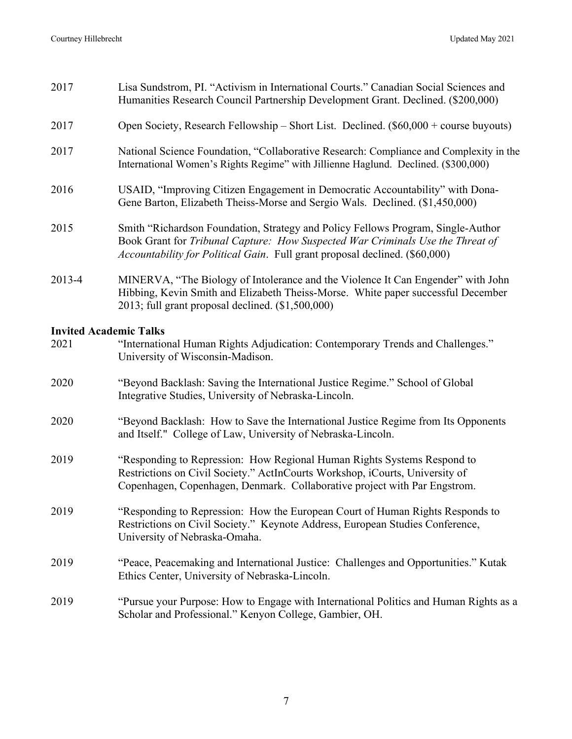2017 Lisa Sundstrom, PI. "Activism in International Courts." Canadian Social Sciences and Humanities Research Council Partnership Development Grant. Declined. ($200,000)

2017 Open Society, Research Fellowship – Short List. Declined. ($60,000 + course buyouts)

2017 National Science Foundation, "Collaborative Research: Compliance and Complexity in the International Women's Rights Regime" with Jillienne Haglund. Declined. ($300,000)

2016 USAID, "Improving Citizen Engagement in Democratic Accountability" with Dona-Gene Barton, Elizabeth Theiss-Morse and Sergio Wals. Declined. ($1,450,000)

2015 Smith "Richardson Foundation, Strategy and Policy Fellows Program, Single-Author Book Grant for *Tribunal Capture: How Suspected War Criminals Use the Threat of Accountability for Political Gain*. Full grant proposal declined. ($60,000)

2013-4 MINERVA, "The Biology of Intolerance and the Violence It Can Engender" with John Hibbing, Kevin Smith and Elizabeth Theiss-Morse. White paper successful December 2013; full grant proposal declined. ($1,500,000)

**Invited Academic Talks**

2021 "International Human Rights Adjudication: Contemporary Trends and Challenges." University of Wisconsin-Madison.

2020 "Beyond Backlash: Saving the International Justice Regime." School of Global Integrative Studies, University of Nebraska-Lincoln.

2020 "Beyond Backlash: How to Save the International Justice Regime from Its Opponents and Itself." College of Law, University of Nebraska-Lincoln.

2019 "Responding to Repression: How Regional Human Rights Systems Respond to Restrictions on Civil Society." ActInCourts Workshop, iCourts, University of Copenhagen, Copenhagen, Denmark. Collaborative project with Par Engstrom.

2019 "Responding to Repression: How the European Court of Human Rights Responds to Restrictions on Civil Society." Keynote Address, European Studies Conference, University of Nebraska-Omaha.

2019 "Peace, Peacemaking and International Justice: Challenges and Opportunities." Kutak Ethics Center, University of Nebraska-Lincoln.

2019 "Pursue your Purpose: How to Engage with International Politics and Human Rights as a Scholar and Professional." Kenyon College, Gambier, OH.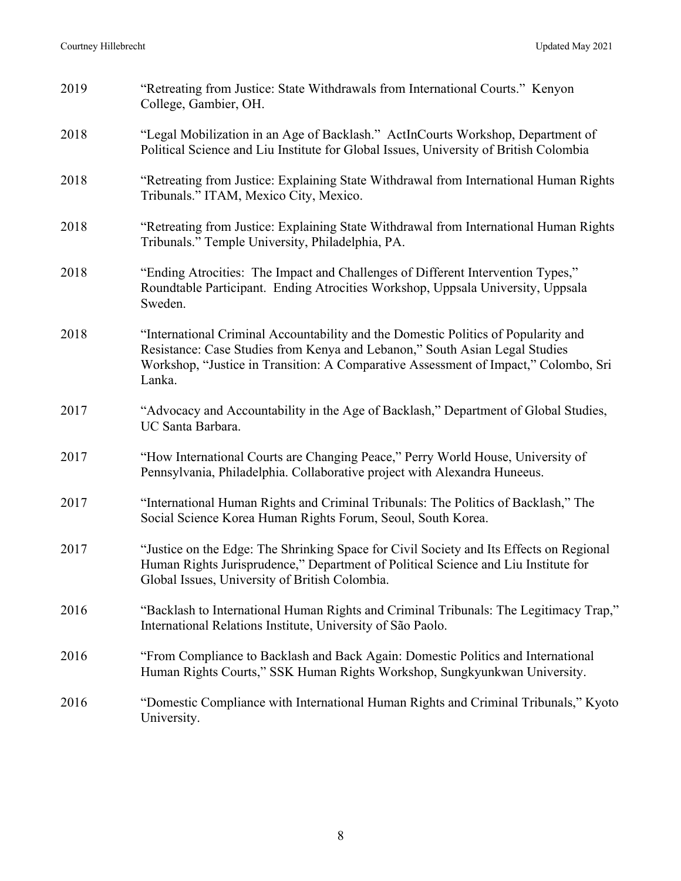2019 "Retreating from Justice: State Withdrawals from International Courts." Kenyon College, Gambier, OH.

2018 "Legal Mobilization in an Age of Backlash." ActInCourts Workshop, Department of Political Science and Liu Institute for Global Issues, University of British Colombia

2018 "Retreating from Justice: Explaining State Withdrawal from International Human Rights Tribunals." ITAM, Mexico City, Mexico.

2018 "Retreating from Justice: Explaining State Withdrawal from International Human Rights Tribunals." Temple University, Philadelphia, PA.

2018 "Ending Atrocities: The Impact and Challenges of Different Intervention Types," Roundtable Participant. Ending Atrocities Workshop, Uppsala University, Uppsala Sweden.

2018 "International Criminal Accountability and the Domestic Politics of Popularity and Resistance: Case Studies from Kenya and Lebanon," South Asian Legal Studies Workshop, "Justice in Transition: A Comparative Assessment of Impact," Colombo, Sri Lanka.

2017 "Advocacy and Accountability in the Age of Backlash," Department of Global Studies, UC Santa Barbara.

2017 "How International Courts are Changing Peace," Perry World House, University of Pennsylvania, Philadelphia. Collaborative project with Alexandra Huneeus.

2017 "International Human Rights and Criminal Tribunals: The Politics of Backlash," The Social Science Korea Human Rights Forum, Seoul, South Korea.

2017 "Justice on the Edge: The Shrinking Space for Civil Society and Its Effects on Regional Human Rights Jurisprudence," Department of Political Science and Liu Institute for Global Issues, University of British Colombia.

2016 "Backlash to International Human Rights and Criminal Tribunals: The Legitimacy Trap," International Relations Institute, University of São Paolo.

2016 "From Compliance to Backlash and Back Again: Domestic Politics and International Human Rights Courts," SSK Human Rights Workshop, Sungkyunkwan University.

2016 "Domestic Compliance with International Human Rights and Criminal Tribunals," Kyoto University.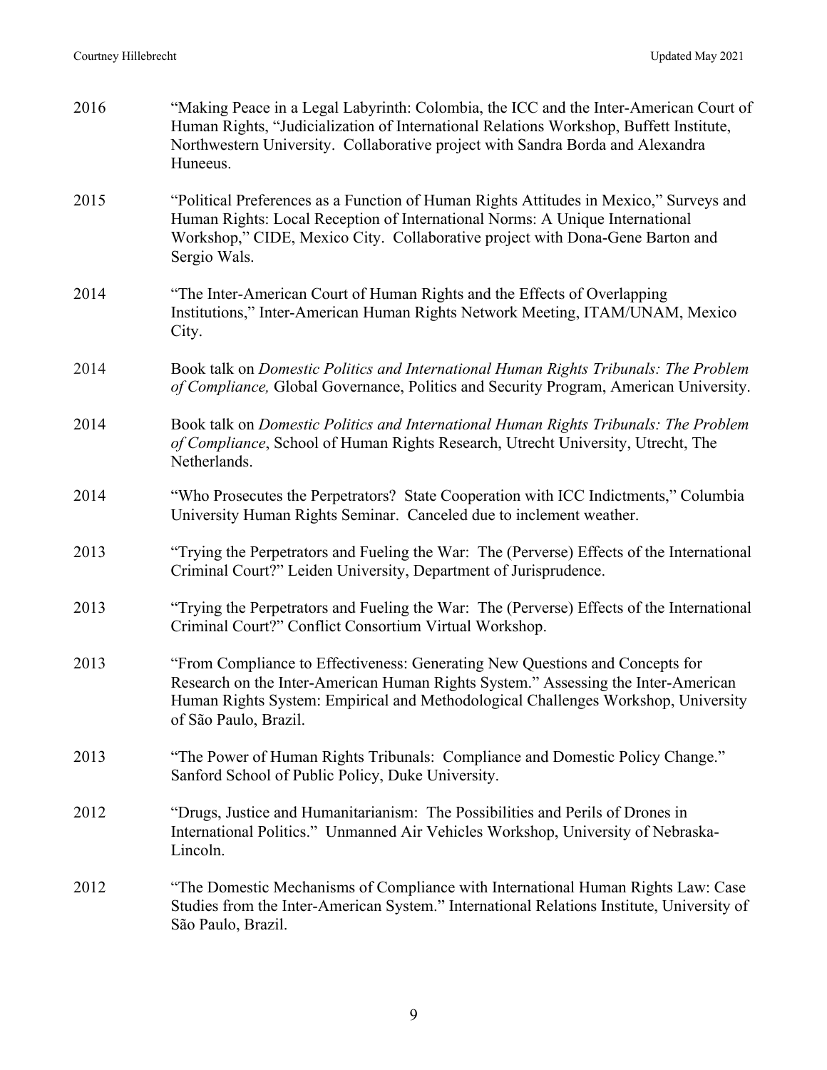2016 "Making Peace in a Legal Labyrinth: Colombia, the ICC and the Inter-American Court of Human Rights, "Judicialization of International Relations Workshop, Buffett Institute, Northwestern University. Collaborative project with Sandra Borda and Alexandra Huneeus.

2015 "Political Preferences as a Function of Human Rights Attitudes in Mexico," Surveys and Human Rights: Local Reception of International Norms: A Unique International Workshop," CIDE, Mexico City. Collaborative project with Dona-Gene Barton and Sergio Wals.

2014 "The Inter-American Court of Human Rights and the Effects of Overlapping Institutions," Inter-American Human Rights Network Meeting, ITAM/UNAM, Mexico City.

2014 Book talk on *Domestic Politics and International Human Rights Tribunals: The Problem of Compliance,* Global Governance, Politics and Security Program, American University.

2014 Book talk on *Domestic Politics and International Human Rights Tribunals: The Problem of Compliance*, School of Human Rights Research, Utrecht University, Utrecht, The Netherlands.

2014 "Who Prosecutes the Perpetrators? State Cooperation with ICC Indictments," Columbia University Human Rights Seminar. Canceled due to inclement weather.

2013 "Trying the Perpetrators and Fueling the War: The (Perverse) Effects of the International Criminal Court?" Leiden University, Department of Jurisprudence.

2013 "Trying the Perpetrators and Fueling the War: The (Perverse) Effects of the International Criminal Court?" Conflict Consortium Virtual Workshop.

2013 "From Compliance to Effectiveness: Generating New Questions and Concepts for Research on the Inter-American Human Rights System." Assessing the Inter-American Human Rights System: Empirical and Methodological Challenges Workshop, University of São Paulo, Brazil.

2013 "The Power of Human Rights Tribunals: Compliance and Domestic Policy Change." Sanford School of Public Policy, Duke University.

2012 "Drugs, Justice and Humanitarianism: The Possibilities and Perils of Drones in International Politics." Unmanned Air Vehicles Workshop, University of Nebraska-Lincoln.

2012 "The Domestic Mechanisms of Compliance with International Human Rights Law: Case Studies from the Inter-American System." International Relations Institute, University of São Paulo, Brazil.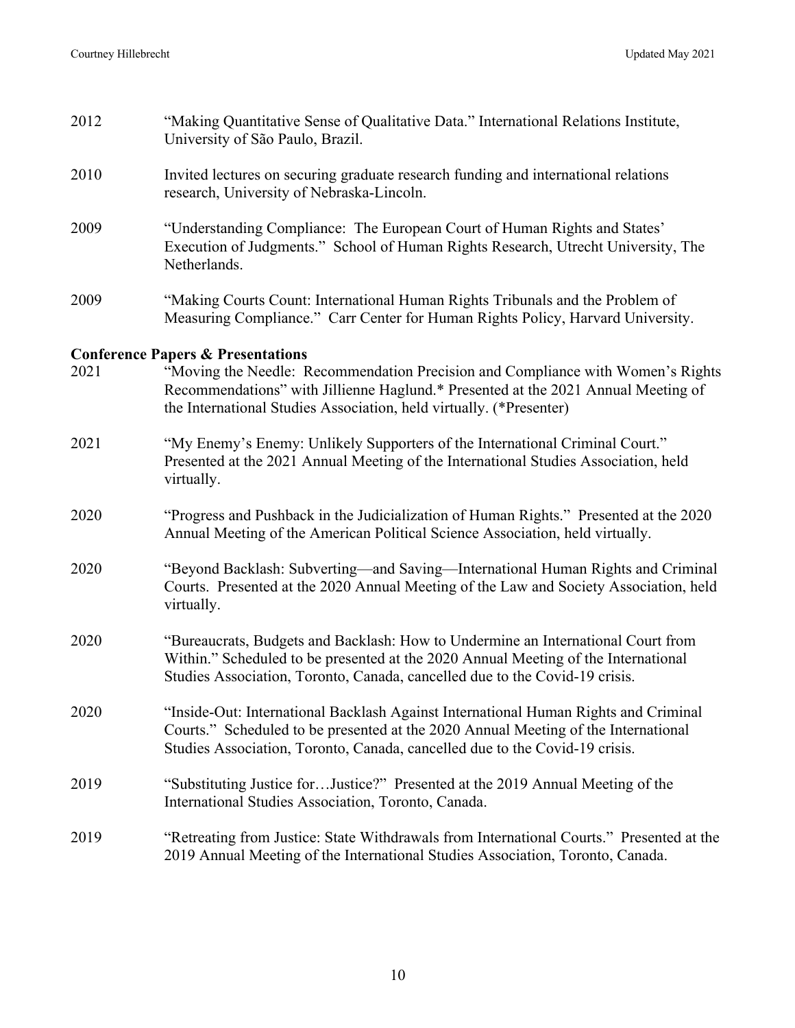2012 "Making Quantitative Sense of Qualitative Data." International Relations Institute, University of São Paulo, Brazil.

2010 Invited lectures on securing graduate research funding and international relations research, University of Nebraska-Lincoln.

2009 "Understanding Compliance: The European Court of Human Rights and States' Execution of Judgments." School of Human Rights Research, Utrecht University, The Netherlands.

2009 "Making Courts Count: International Human Rights Tribunals and the Problem of Measuring Compliance." Carr Center for Human Rights Policy, Harvard University.

**Conference Papers & Presentations**

2021 "Moving the Needle: Recommendation Precision and Compliance with Women's Rights Recommendations" with Jillienne Haglund.* Presented at the 2021 Annual Meeting of the International Studies Association, held virtually. (*Presenter)

2021 "My Enemy's Enemy: Unlikely Supporters of the International Criminal Court." Presented at the 2021 Annual Meeting of the International Studies Association, held virtually.

2020 "Progress and Pushback in the Judicialization of Human Rights." Presented at the 2020 Annual Meeting of the American Political Science Association, held virtually.

2020 "Beyond Backlash: Subverting—and Saving—International Human Rights and Criminal Courts. Presented at the 2020 Annual Meeting of the Law and Society Association, held virtually.

2020 "Bureaucrats, Budgets and Backlash: How to Undermine an International Court from Within." Scheduled to be presented at the 2020 Annual Meeting of the International Studies Association, Toronto, Canada, cancelled due to the Covid-19 crisis.

2020 "Inside-Out: International Backlash Against International Human Rights and Criminal Courts." Scheduled to be presented at the 2020 Annual Meeting of the International Studies Association, Toronto, Canada, cancelled due to the Covid-19 crisis.

2019 "Substituting Justice for…Justice?" Presented at the 2019 Annual Meeting of the International Studies Association, Toronto, Canada.

2019 "Retreating from Justice: State Withdrawals from International Courts." Presented at the 2019 Annual Meeting of the International Studies Association, Toronto, Canada.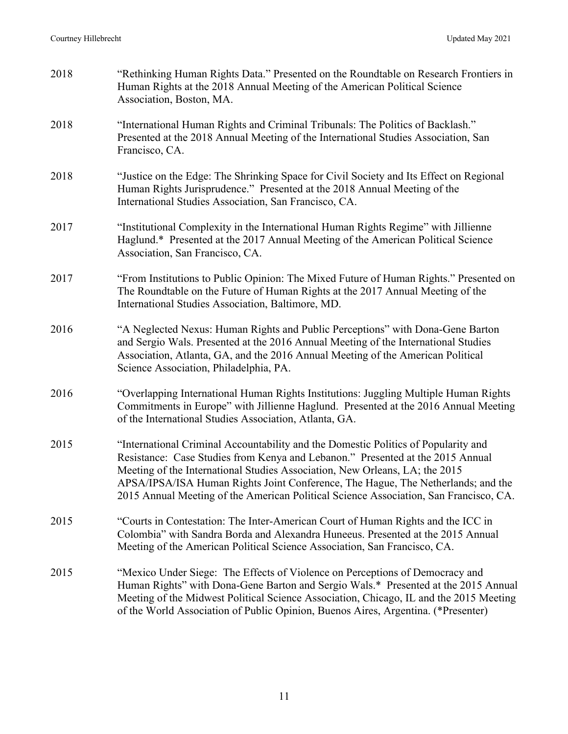2018 "Rethinking Human Rights Data." Presented on the Roundtable on Research Frontiers in Human Rights at the 2018 Annual Meeting of the American Political Science Association, Boston, MA.

2018 "International Human Rights and Criminal Tribunals: The Politics of Backlash." Presented at the 2018 Annual Meeting of the International Studies Association, San Francisco, CA.

2018 "Justice on the Edge: The Shrinking Space for Civil Society and Its Effect on Regional Human Rights Jurisprudence." Presented at the 2018 Annual Meeting of the International Studies Association, San Francisco, CA.

2017 "Institutional Complexity in the International Human Rights Regime" with Jillienne Haglund.* Presented at the 2017 Annual Meeting of the American Political Science Association, San Francisco, CA.

2017 "From Institutions to Public Opinion: The Mixed Future of Human Rights." Presented on The Roundtable on the Future of Human Rights at the 2017 Annual Meeting of the International Studies Association, Baltimore, MD.

2016 "A Neglected Nexus: Human Rights and Public Perceptions" with Dona-Gene Barton and Sergio Wals. Presented at the 2016 Annual Meeting of the International Studies Association, Atlanta, GA, and the 2016 Annual Meeting of the American Political Science Association, Philadelphia, PA.

2016 "Overlapping International Human Rights Institutions: Juggling Multiple Human Rights Commitments in Europe" with Jillienne Haglund. Presented at the 2016 Annual Meeting of the International Studies Association, Atlanta, GA.

2015 "International Criminal Accountability and the Domestic Politics of Popularity and Resistance: Case Studies from Kenya and Lebanon." Presented at the 2015 Annual Meeting of the International Studies Association, New Orleans, LA; the 2015 APSA/IPSA/ISA Human Rights Joint Conference, The Hague, The Netherlands; and the 2015 Annual Meeting of the American Political Science Association, San Francisco, CA.

2015 "Courts in Contestation: The Inter-American Court of Human Rights and the ICC in Colombia" with Sandra Borda and Alexandra Huneeus. Presented at the 2015 Annual Meeting of the American Political Science Association, San Francisco, CA.

2015 "Mexico Under Siege: The Effects of Violence on Perceptions of Democracy and Human Rights" with Dona-Gene Barton and Sergio Wals.* Presented at the 2015 Annual Meeting of the Midwest Political Science Association, Chicago, IL and the 2015 Meeting of the World Association of Public Opinion, Buenos Aires, Argentina. (*Presenter)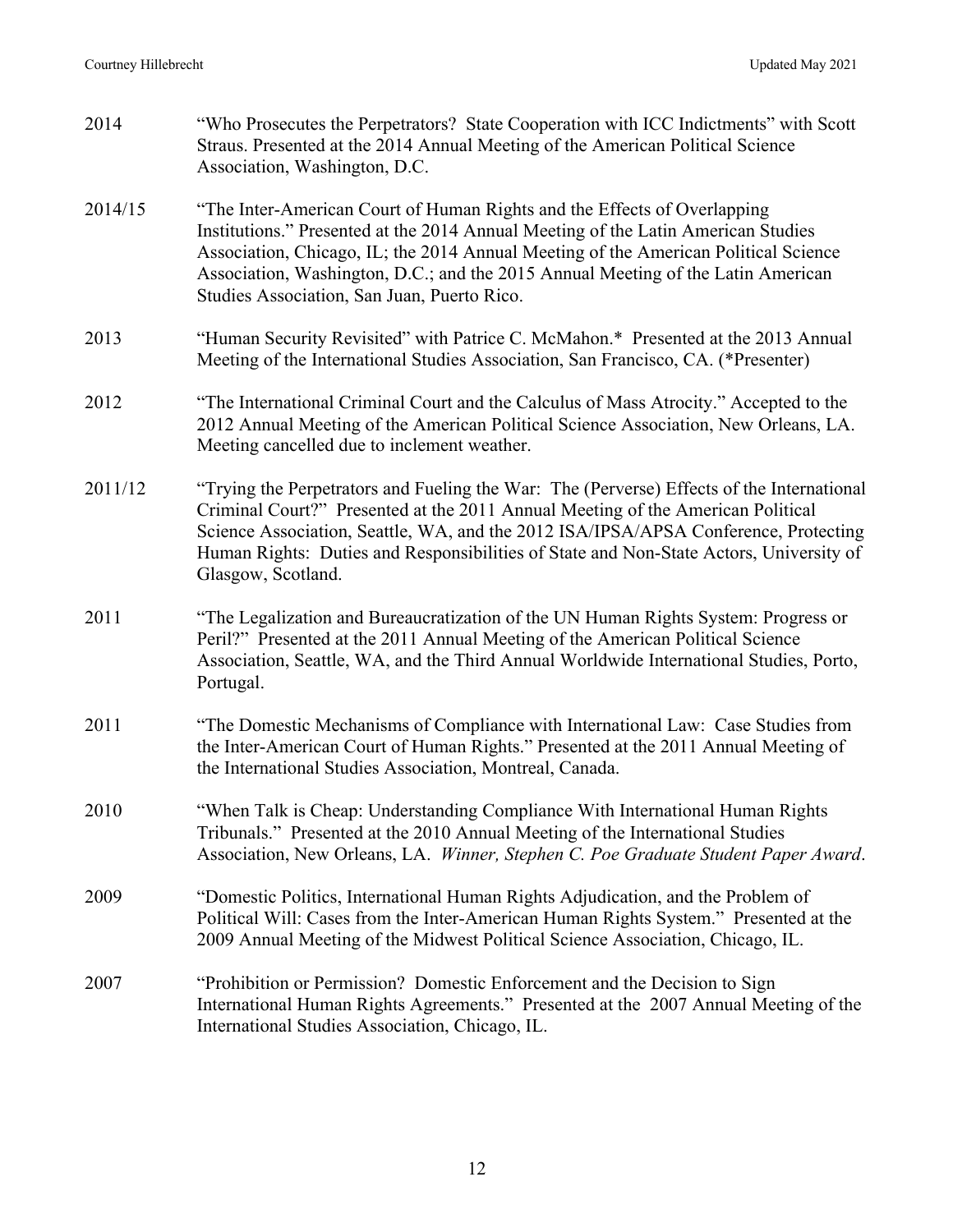2014 “Who Prosecutes the Perpetrators? State Cooperation with ICC Indictments” with Scott Straus. Presented at the 2014 Annual Meeting of the American Political Science Association, Washington, D.C.

2014/15 “The Inter-American Court of Human Rights and the Effects of Overlapping Institutions.” Presented at the 2014 Annual Meeting of the Latin American Studies Association, Chicago, IL; the 2014 Annual Meeting of the American Political Science Association, Washington, D.C.; and the 2015 Annual Meeting of the Latin American Studies Association, San Juan, Puerto Rico.

2013 “Human Security Revisited” with Patrice C. McMahon.* Presented at the 2013 Annual Meeting of the International Studies Association, San Francisco, CA. (*Presenter)

2012 “The International Criminal Court and the Calculus of Mass Atrocity.” Accepted to the 2012 Annual Meeting of the American Political Science Association, New Orleans, LA. Meeting cancelled due to inclement weather.

2011/12 “Trying the Perpetrators and Fueling the War: The (Perverse) Effects of the International Criminal Court?” Presented at the 2011 Annual Meeting of the American Political Science Association, Seattle, WA, and the 2012 ISA/IPSA/APSA Conference, Protecting Human Rights: Duties and Responsibilities of State and Non-State Actors, University of Glasgow, Scotland.

2011 “The Legalization and Bureaucratization of the UN Human Rights System: Progress or Peril?” Presented at the 2011 Annual Meeting of the American Political Science Association, Seattle, WA, and the Third Annual Worldwide International Studies, Porto, Portugal.

2011 “The Domestic Mechanisms of Compliance with International Law: Case Studies from the Inter-American Court of Human Rights.” Presented at the 2011 Annual Meeting of the International Studies Association, Montreal, Canada.

2010 “When Talk is Cheap: Understanding Compliance With International Human Rights Tribunals.” Presented at the 2010 Annual Meeting of the International Studies Association, New Orleans, LA. *Winner, Stephen C. Poe Graduate Student Paper Award*.

2009 “Domestic Politics, International Human Rights Adjudication, and the Problem of Political Will: Cases from the Inter-American Human Rights System.” Presented at the 2009 Annual Meeting of the Midwest Political Science Association, Chicago, IL.

2007 “Prohibition or Permission? Domestic Enforcement and the Decision to Sign International Human Rights Agreements.” Presented at the 2007 Annual Meeting of the International Studies Association, Chicago, IL.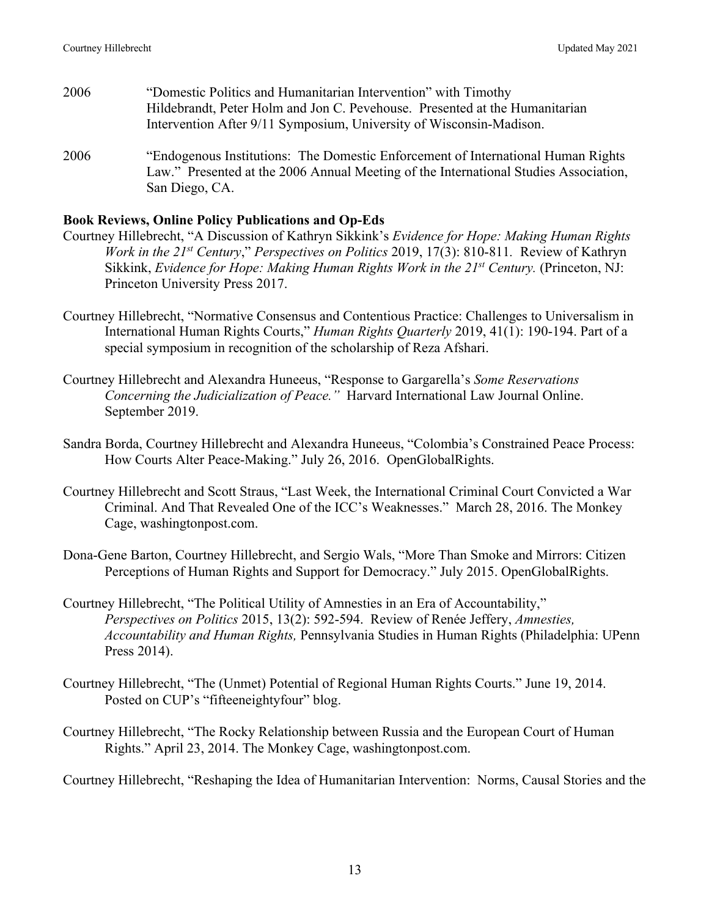2006 "Domestic Politics and Humanitarian Intervention" with Timothy Hildebrandt, Peter Holm and Jon C. Pevehouse. Presented at the Humanitarian Intervention After 9/11 Symposium, University of Wisconsin-Madison.

2006 "Endogenous Institutions: The Domestic Enforcement of International Human Rights Law." Presented at the 2006 Annual Meeting of the International Studies Association, San Diego, CA.

**Book Reviews, Online Policy Publications and Op-Eds**

Courtney Hillebrecht, "A Discussion of Kathryn Sikkink's *Evidence for Hope: Making Human Rights Work in the 21st Century*," *Perspectives on Politics* 2019, 17(3): 810-811. Review of Kathryn Sikkink, *Evidence for Hope: Making Human Rights Work in the 21st Century.* (Princeton, NJ: Princeton University Press 2017.

Courtney Hillebrecht, "Normative Consensus and Contentious Practice: Challenges to Universalism in International Human Rights Courts," *Human Rights Quarterly* 2019, 41(1): 190-194. Part of a special symposium in recognition of the scholarship of Reza Afshari.

Courtney Hillebrecht and Alexandra Huneeus, "Response to Gargarella's *Some Reservations Concerning the Judicialization of Peace.*" Harvard International Law Journal Online. September 2019.

Sandra Borda, Courtney Hillebrecht and Alexandra Huneeus, "Colombia's Constrained Peace Process: How Courts Alter Peace-Making." July 26, 2016. OpenGlobalRights.

Courtney Hillebrecht and Scott Straus, "Last Week, the International Criminal Court Convicted a War Criminal. And That Revealed One of the ICC's Weaknesses." March 28, 2016. The Monkey Cage, washingtonpost.com.

Dona-Gene Barton, Courtney Hillebrecht, and Sergio Wals, "More Than Smoke and Mirrors: Citizen Perceptions of Human Rights and Support for Democracy." July 2015. OpenGlobalRights.

Courtney Hillebrecht, "The Political Utility of Amnesties in an Era of Accountability," *Perspectives on Politics* 2015, 13(2): 592-594. Review of Renée Jeffery, *Amnesties, Accountability and Human Rights,* Pennsylvania Studies in Human Rights (Philadelphia: UPenn Press 2014).

Courtney Hillebrecht, "The (Unmet) Potential of Regional Human Rights Courts." June 19, 2014. Posted on CUP's "fifteeneightyfour" blog.

Courtney Hillebrecht, "The Rocky Relationship between Russia and the European Court of Human Rights." April 23, 2014. The Monkey Cage, washingtonpost.com.

Courtney Hillebrecht, "Reshaping the Idea of Humanitarian Intervention: Norms, Causal Stories and the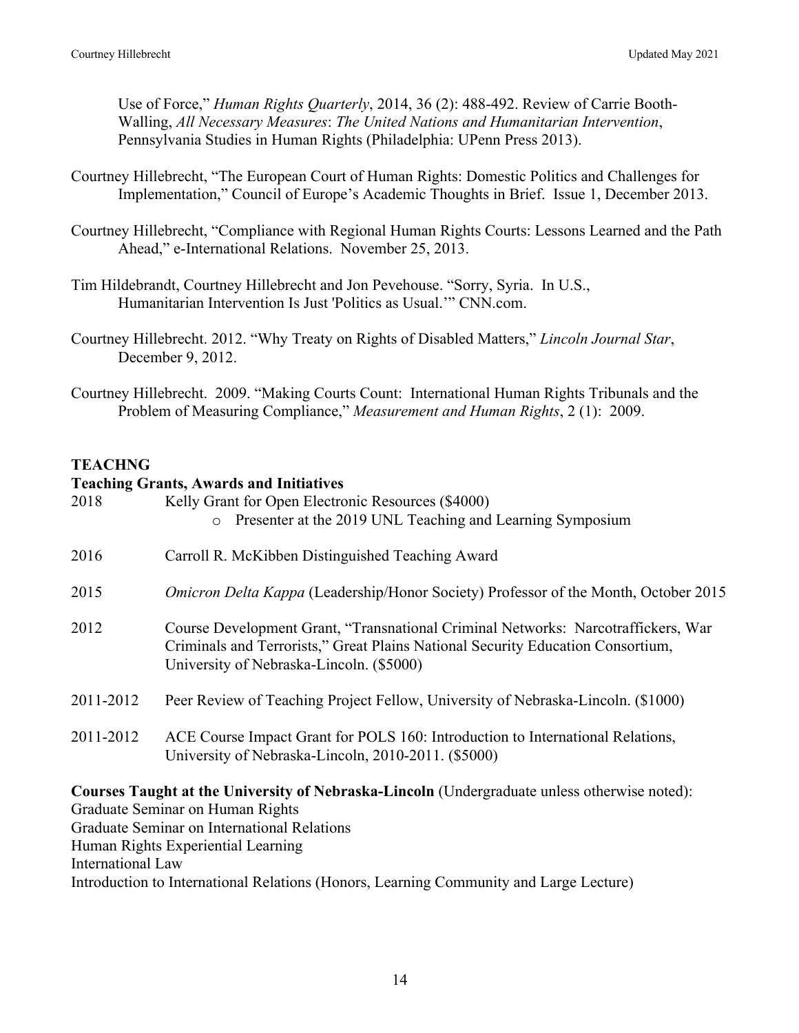Use of Force," *Human Rights Quarterly*, 2014, 36 (2): 488-492. Review of Carrie Booth-Walling, *All Necessary Measures*: *The United Nations and Humanitarian Intervention*, Pennsylvania Studies in Human Rights (Philadelphia: UPenn Press 2013).

Courtney Hillebrecht, "The European Court of Human Rights: Domestic Politics and Challenges for Implementation," Council of Europe's Academic Thoughts in Brief. Issue 1, December 2013.

Courtney Hillebrecht, "Compliance with Regional Human Rights Courts: Lessons Learned and the Path Ahead," e-International Relations. November 25, 2013.

Tim Hildebrandt, Courtney Hillebrecht and Jon Pevehouse. "Sorry, Syria. In U.S., Humanitarian Intervention Is Just 'Politics as Usual.'" CNN.com.

Courtney Hillebrecht. 2012. "Why Treaty on Rights of Disabled Matters," *Lincoln Journal Star*, December 9, 2012.

Courtney Hillebrecht. 2009. "Making Courts Count: International Human Rights Tribunals and the Problem of Measuring Compliance," *Measurement and Human Rights*, 2 (1): 2009.

## TEACHNG

### Teaching Grants, Awards and Initiatives

2018 Kelly Grant for Open Electronic Resources ($4000)
- Presenter at the 2019 UNL Teaching and Learning Symposium

2016 Carroll R. McKibben Distinguished Teaching Award

2015 *Omicron Delta Kappa* (Leadership/Honor Society) Professor of the Month, October 2015

2012 Course Development Grant, "Transnational Criminal Networks: Narcotraffickers, War Criminals and Terrorists," Great Plains National Security Education Consortium, University of Nebraska-Lincoln. ($5000)

2011-2012 Peer Review of Teaching Project Fellow, University of Nebraska-Lincoln. ($1000)

2011-2012 ACE Course Impact Grant for POLS 160: Introduction to International Relations, University of Nebraska-Lincoln, 2010-2011. ($5000)

**Courses Taught at the University of Nebraska-Lincoln** (Undergraduate unless otherwise noted):

Graduate Seminar on Human Rights
Graduate Seminar on International Relations
Human Rights Experiential Learning
International Law
Introduction to International Relations (Honors, Learning Community and Large Lecture)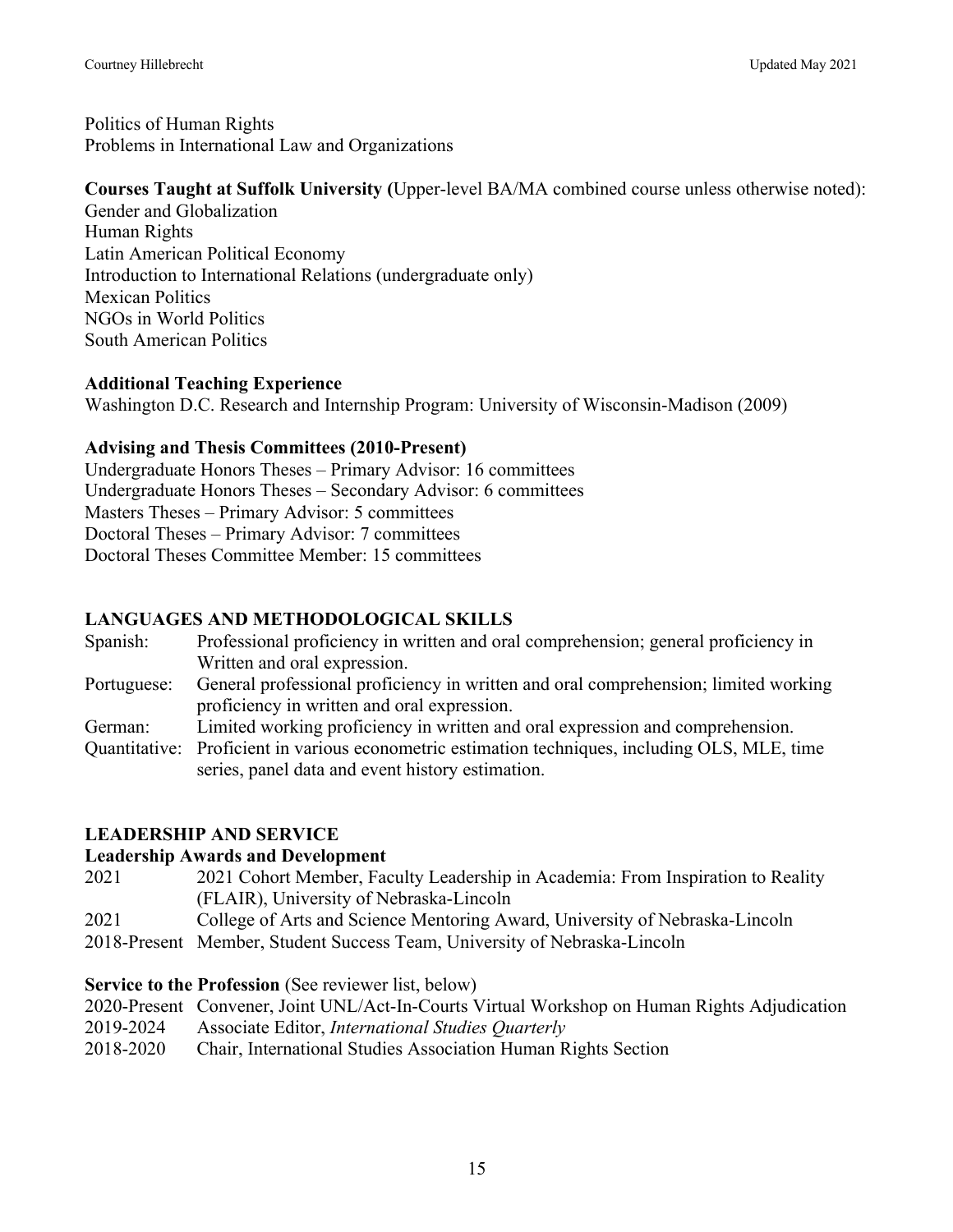Politics of Human Rights
Problems in International Law and Organizations

**Courses Taught at Suffolk University (**Upper-level BA/MA combined course unless otherwise noted):
Gender and Globalization
Human Rights
Latin American Political Economy
Introduction to International Relations (undergraduate only)
Mexican Politics
NGOs in World Politics
South American Politics

**Additional Teaching Experience**
Washington D.C. Research and Internship Program: University of Wisconsin-Madison (2009)

**Advising and Thesis Committees (2010-Present)**
Undergraduate Honors Theses – Primary Advisor: 16 committees
Undergraduate Honors Theses – Secondary Advisor: 6 committees
Masters Theses – Primary Advisor: 5 committees
Doctoral Theses – Primary Advisor: 7 committees
Doctoral Theses Committee Member: 15 committees

## LANGUAGES AND METHODOLOGICAL SKILLS

Spanish: Professional proficiency in written and oral comprehension; general proficiency in Written and oral expression.
Portuguese: General professional proficiency in written and oral comprehension; limited working proficiency in written and oral expression.
German: Limited working proficiency in written and oral expression and comprehension.
Quantitative: Proficient in various econometric estimation techniques, including OLS, MLE, time series, panel data and event history estimation.

## LEADERSHIP AND SERVICE

**Leadership Awards and Development**

2021 2021 Cohort Member, Faculty Leadership in Academia: From Inspiration to Reality (FLAIR), University of Nebraska-Lincoln
2021 College of Arts and Science Mentoring Award, University of Nebraska-Lincoln
2018-Present Member, Student Success Team, University of Nebraska-Lincoln

**Service to the Profession** (See reviewer list, below)

2020-Present Convener, Joint UNL/Act-In-Courts Virtual Workshop on Human Rights Adjudication
2019-2024 Associate Editor, *International Studies Quarterly*
2018-2020 Chair, International Studies Association Human Rights Section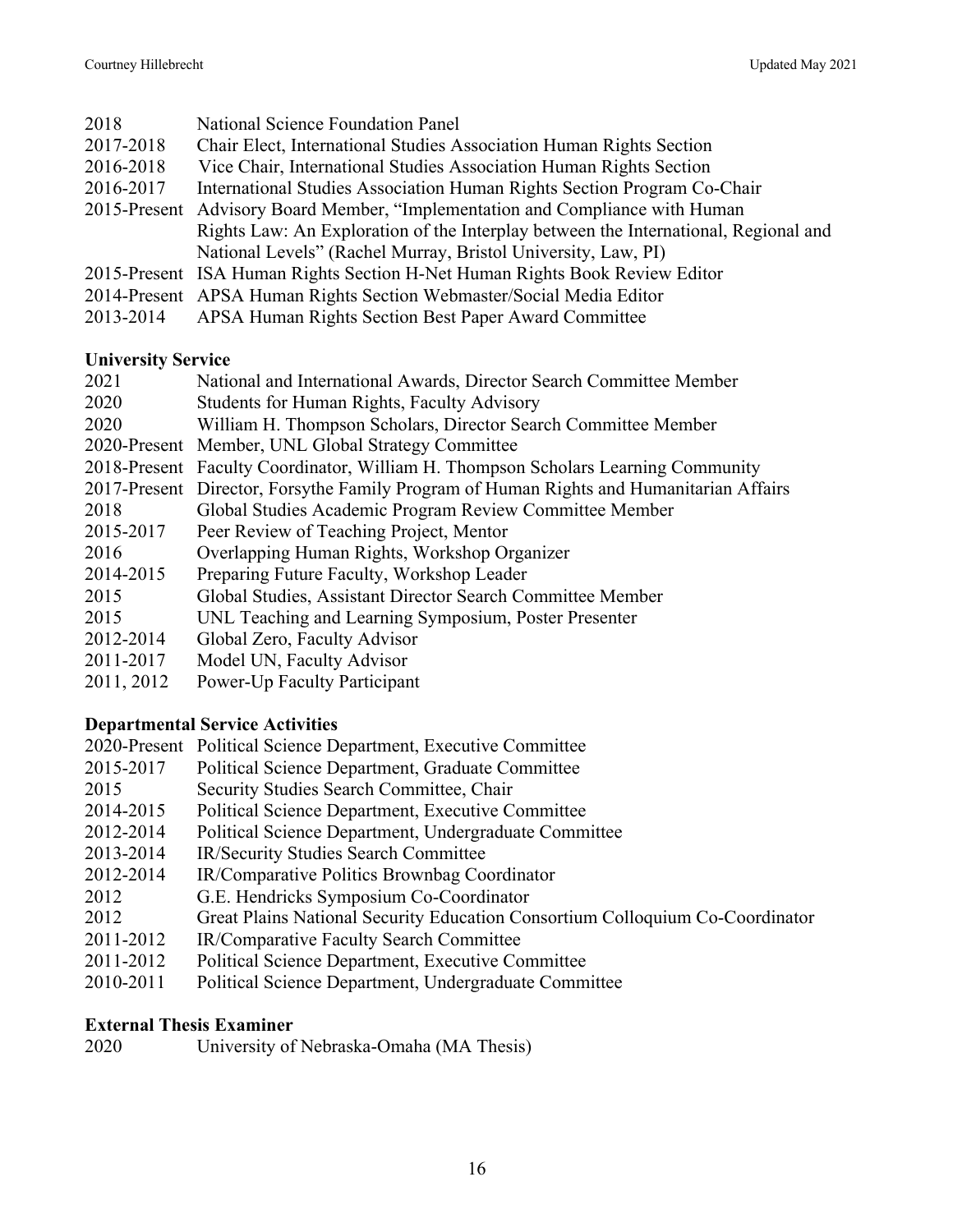2018 National Science Foundation Panel
2017-2018 Chair Elect, International Studies Association Human Rights Section
2016-2018 Vice Chair, International Studies Association Human Rights Section
2016-2017 International Studies Association Human Rights Section Program Co-Chair
2015-Present Advisory Board Member, "Implementation and Compliance with Human Rights Law: An Exploration of the Interplay between the International, Regional and National Levels" (Rachel Murray, Bristol University, Law, PI)
2015-Present ISA Human Rights Section H-Net Human Rights Book Review Editor
2014-Present APSA Human Rights Section Webmaster/Social Media Editor
2013-2014 APSA Human Rights Section Best Paper Award Committee

**University Service**

2021 National and International Awards, Director Search Committee Member
2020 Students for Human Rights, Faculty Advisory
2020 William H. Thompson Scholars, Director Search Committee Member
2020-Present Member, UNL Global Strategy Committee
2018-Present Faculty Coordinator, William H. Thompson Scholars Learning Community
2017-Present Director, Forsythe Family Program of Human Rights and Humanitarian Affairs
2018 Global Studies Academic Program Review Committee Member
2015-2017 Peer Review of Teaching Project, Mentor
2016 Overlapping Human Rights, Workshop Organizer
2014-2015 Preparing Future Faculty, Workshop Leader
2015 Global Studies, Assistant Director Search Committee Member
2015 UNL Teaching and Learning Symposium, Poster Presenter
2012-2014 Global Zero, Faculty Advisor
2011-2017 Model UN, Faculty Advisor
2011, 2012 Power-Up Faculty Participant

**Departmental Service Activities**

2020-Present Political Science Department, Executive Committee
2015-2017 Political Science Department, Graduate Committee
2015 Security Studies Search Committee, Chair
2014-2015 Political Science Department, Executive Committee
2012-2014 Political Science Department, Undergraduate Committee
2013-2014 IR/Security Studies Search Committee
2012-2014 IR/Comparative Politics Brownbag Coordinator
2012 G.E. Hendricks Symposium Co-Coordinator
2012 Great Plains National Security Education Consortium Colloquium Co-Coordinator
2011-2012 IR/Comparative Faculty Search Committee
2011-2012 Political Science Department, Executive Committee
2010-2011 Political Science Department, Undergraduate Committee

**External Thesis Examiner**

2020 University of Nebraska-Omaha (MA Thesis)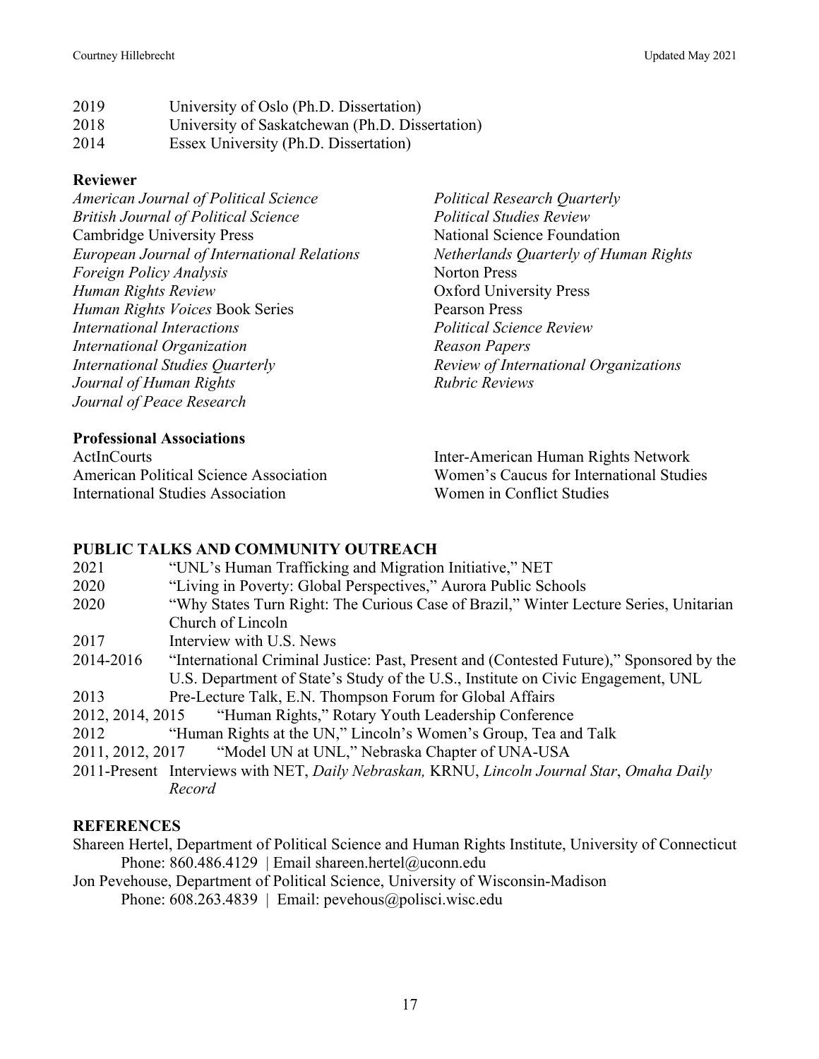2019 University of Oslo (Ph.D. Dissertation)
2018 University of Saskatchewan (Ph.D. Dissertation)
2014 Essex University (Ph.D. Dissertation)

**Reviewer**

*American Journal of Political Science*
*British Journal of Political Science*
Cambridge University Press
*European Journal of International Relations*
*Foreign Policy Analysis*
*Human Rights Review*
*Human Rights Voices* Book Series
*International Interactions*
*International Organization*
*International Studies Quarterly*
*Journal of Human Rights*
*Journal of Peace Research*
*Political Research Quarterly*
*Political Studies Review*
National Science Foundation
*Netherlands Quarterly of Human Rights*
Norton Press
Oxford University Press
Pearson Press
*Political Science Review*
*Reason Papers*
*Review of International Organizations*
*Rubric Reviews*

**Professional Associations**

ActInCourts
American Political Science Association
International Studies Association
Inter-American Human Rights Network
Women's Caucus for International Studies
Women in Conflict Studies

## PUBLIC TALKS AND COMMUNITY OUTREACH

2021 "UNL's Human Trafficking and Migration Initiative," NET
2020 "Living in Poverty: Global Perspectives," Aurora Public Schools
2020 "Why States Turn Right: The Curious Case of Brazil," Winter Lecture Series, Unitarian Church of Lincoln
2017 Interview with U.S. News
2014-2016 "International Criminal Justice: Past, Present and (Contested Future)," Sponsored by the U.S. Department of State's Study of the U.S., Institute on Civic Engagement, UNL
2013 Pre-Lecture Talk, E.N. Thompson Forum for Global Affairs
2012, 2014, 2015 "Human Rights," Rotary Youth Leadership Conference
2012 "Human Rights at the UN," Lincoln's Women's Group, Tea and Talk
2011, 2012, 2017 "Model UN at UNL," Nebraska Chapter of UNA-USA
2011-Present Interviews with NET, *Daily Nebraskan,* KRNU, *Lincoln Journal Star*, *Omaha Daily Record*

## REFERENCES

Shareen Hertel, Department of Political Science and Human Rights Institute, University of Connecticut
Phone: 860.486.4129 | Email shareen.hertel@uconn.edu

Jon Pevehouse, Department of Political Science, University of Wisconsin-Madison
Phone: 608.263.4839 | Email: pevehous@polisci.wisc.edu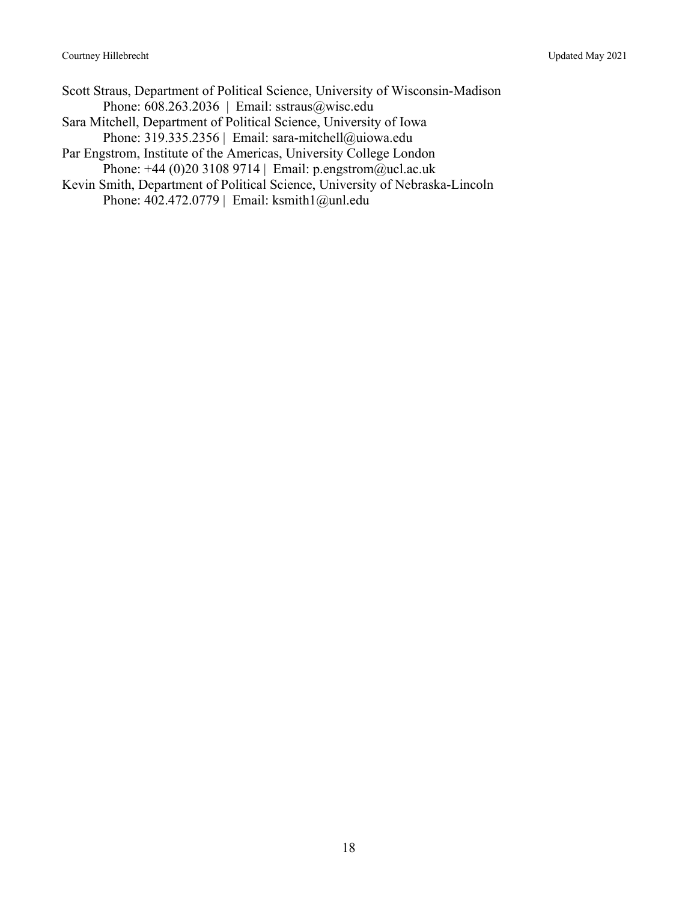Scott Straus, Department of Political Science, University of Wisconsin-Madison
Phone: 608.263.2036 | Email: sstraus@wisc.edu
Sara Mitchell, Department of Political Science, University of Iowa
Phone: 319.335.2356 | Email: sara-mitchell@uiowa.edu
Par Engstrom, Institute of the Americas, University College London
Phone: +44 (0)20 3108 9714 | Email: p.engstrom@ucl.ac.uk
Kevin Smith, Department of Political Science, University of Nebraska-Lincoln
Phone: 402.472.0779 | Email: ksmith1@unl.edu